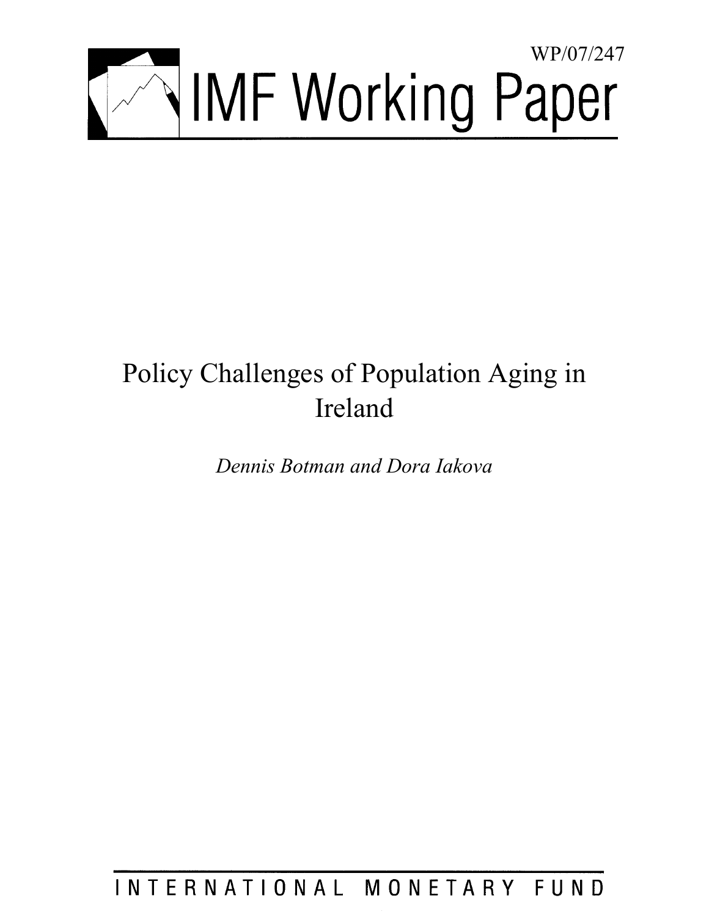WP/07/247

# IMF Working Paper

# Policy Challenges of Population Aging in Ireland

*Dennis Botman and Dora Iakova*

INTERNATIONAL MONETARY FUND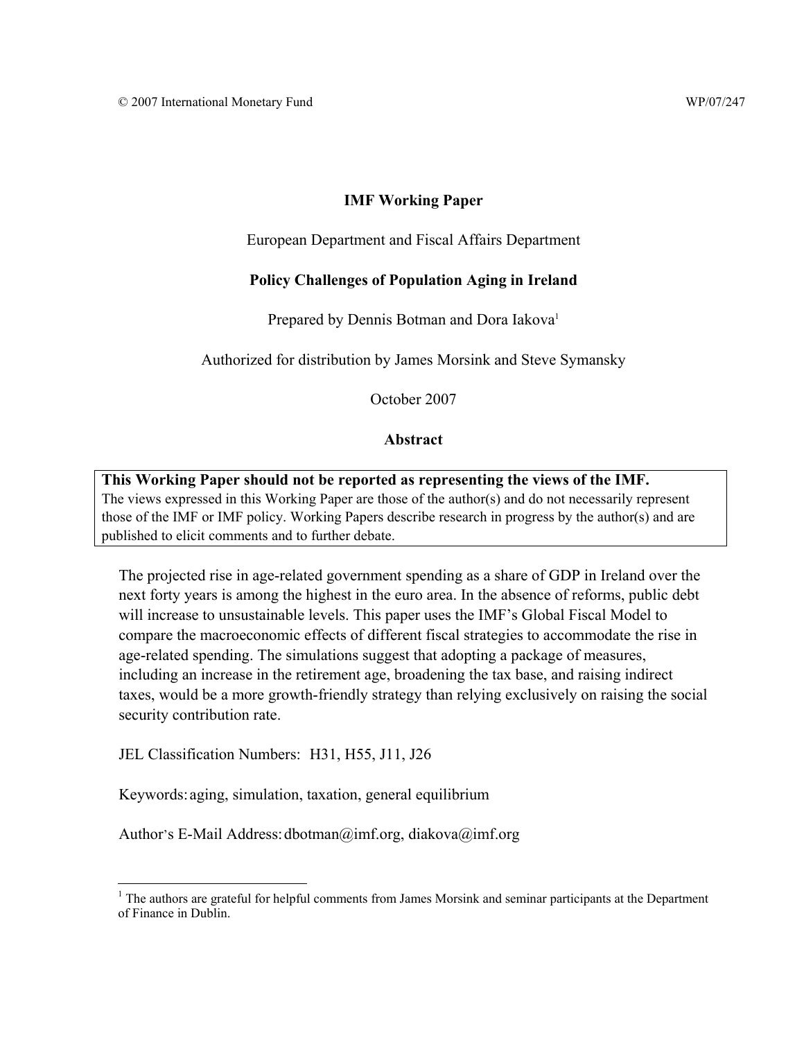© 2007 International Monetary Fund WP/07/247

# IMF Working Paper

European Department and Fiscal Affairs Department

## Policy Challenges of Population Aging in Ireland

Prepared by Dennis Botman and Dora Iakova[1]

Authorized for distribution by James Morsink and Steve Symansky

October 2007

### Abstract

**This Working Paper should not be reported as representing the views of the IMF.**
The views expressed in this Working Paper are those of the author(s) and do not necessarily represent those of the IMF or IMF policy. Working Papers describe research in progress by the author(s) and are published to elicit comments and to further debate.

The projected rise in age-related government spending as a share of GDP in Ireland over the next forty years is among the highest in the euro area. In the absence of reforms, public debt will increase to unsustainable levels. This paper uses the IMF's Global Fiscal Model to compare the macroeconomic effects of different fiscal strategies to accommodate the rise in age-related spending. The simulations suggest that adopting a package of measures, including an increase in the retirement age, broadening the tax base, and raising indirect taxes, would be a more growth-friendly strategy than relying exclusively on raising the social security contribution rate.

JEL Classification Numbers: H31, H55, J11, J26

Keywords: aging, simulation, taxation, general equilibrium

Author's E-Mail Address: dbotman@imf.org, diakova@imf.org

[1] The authors are grateful for helpful comments from James Morsink and seminar participants at the Department of Finance in Dublin.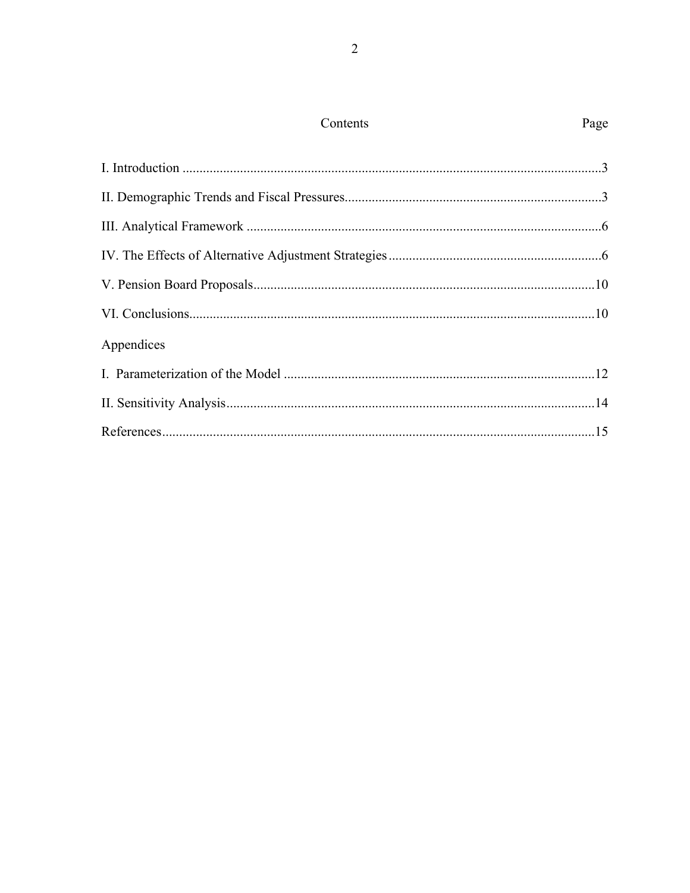# Contents

| | Page |
|---|---|
| I. Introduction | 3 |
| II. Demographic Trends and Fiscal Pressures | 3 |
| III. Analytical Framework | 6 |
| IV. The Effects of Alternative Adjustment Strategies | 6 |
| V. Pension Board Proposals | 10 |
| VI. Conclusions | 10 |
| **Appendices** | |
| I. Parameterization of the Model | 12 |
| II. Sensitivity Analysis | 14 |
| References | 15 |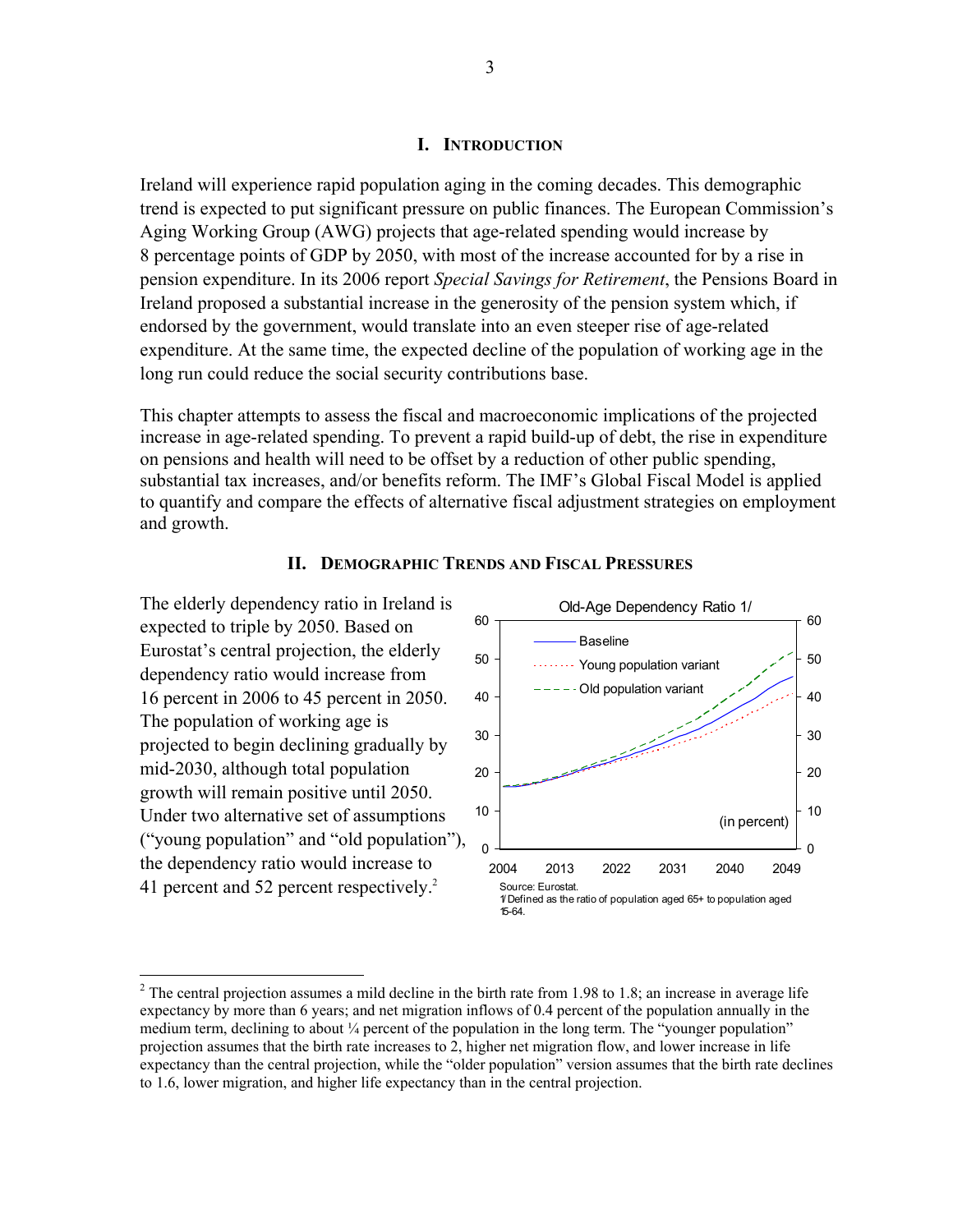## I. INTRODUCTION

Ireland will experience rapid population aging in the coming decades. This demographic trend is expected to put significant pressure on public finances. The European Commission's Aging Working Group (AWG) projects that age-related spending would increase by 8 percentage points of GDP by 2050, with most of the increase accounted for by a rise in pension expenditure. In its 2006 report *Special Savings for Retirement*, the Pensions Board in Ireland proposed a substantial increase in the generosity of the pension system which, if endorsed by the government, would translate into an even steeper rise of age-related expenditure. At the same time, the expected decline of the population of working age in the long run could reduce the social security contributions base.

This chapter attempts to assess the fiscal and macroeconomic implications of the projected increase in age-related spending. To prevent a rapid build-up of debt, the rise in expenditure on pensions and health will need to be offset by a reduction of other public spending, substantial tax increases, and/or benefits reform. The IMF's Global Fiscal Model is applied to quantify and compare the effects of alternative fiscal adjustment strategies on employment and growth.

## II. DEMOGRAPHIC TRENDS AND FISCAL PRESSURES

The elderly dependency ratio in Ireland is expected to triple by 2050. Based on Eurostat's central projection, the elderly dependency ratio would increase from 16 percent in 2006 to 45 percent in 2050. The population of working age is projected to begin declining gradually by mid-2030, although total population growth will remain positive until 2050. Under two alternative set of assumptions ("young population" and "old population"), the dependency ratio would increase to 41 percent and 52 percent respectively.[2]

Old-Age Dependency Ratio 1/

Source: Eurostat.
1/ Defined as the ratio of population aged 65+ to population aged 15-64.

[2] The central projection assumes a mild decline in the birth rate from 1.98 to 1.8; an increase in average life expectancy by more than 6 years; and net migration inflows of 0.4 percent of the population annually in the medium term, declining to about ¼ percent of the population in the long term. The "younger population" projection assumes that the birth rate increases to 2, higher net migration flow, and lower increase in life expectancy than the central projection, while the "older population" version assumes that the birth rate declines to 1.6, lower migration, and higher life expectancy than in the central projection.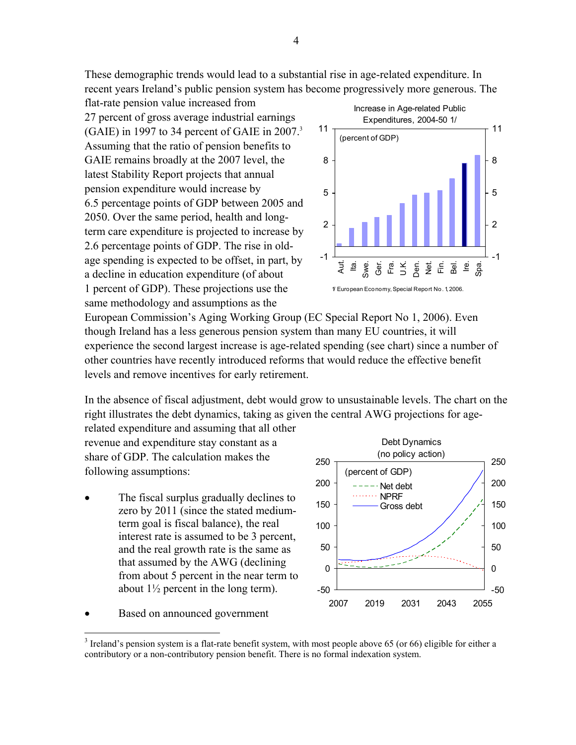These demographic trends would lead to a substantial rise in age-related expenditure. In recent years Ireland's public pension system has become progressively more generous. The flat-rate pension value increased from 27 percent of gross average industrial earnings (GAIE) in 1997 to 34 percent of GAIE in 2007.[3] Assuming that the ratio of pension benefits to GAIE remains broadly at the 2007 level, the latest Stability Report projects that annual pension expenditure would increase by 6.5 percentage points of GDP between 2005 and 2050. Over the same period, health and long-term care expenditure is projected to increase by 2.6 percentage points of GDP. The rise in old-age spending is expected to be offset, in part, by a decline in education expenditure (of about 1 percent of GDP). These projections use the same methodology and assumptions as the European Commission's Aging Working Group (EC Special Report No 1, 2006). Even though Ireland has a less generous pension system than many EU countries, it will experience the second largest increase is age-related spending (see chart) since a number of other countries have recently introduced reforms that would reduce the effective benefit levels and remove incentives for early retirement.

Increase in Age-related Public Expenditures, 2004-50 1/

1/ European Economy, Special Report No. 1, 2006.

In the absence of fiscal adjustment, debt would grow to unsustainable levels. The chart on the right illustrates the debt dynamics, taking as given the central AWG projections for age-related expenditure and assuming that all other revenue and expenditure stay constant as a share of GDP. The calculation makes the following assumptions:

Debt Dynamics (no policy action)

- The fiscal surplus gradually declines to zero by 2011 (since the stated medium-term goal is fiscal balance), the real interest rate is assumed to be 3 percent, and the real growth rate is the same as that assumed by the AWG (declining from about 5 percent in the near term to about 1½ percent in the long term).
- Based on announced government

[3] Ireland's pension system is a flat-rate benefit system, with most people above 65 (or 66) eligible for either a contributory or a non-contributory pension benefit. There is no formal indexation system.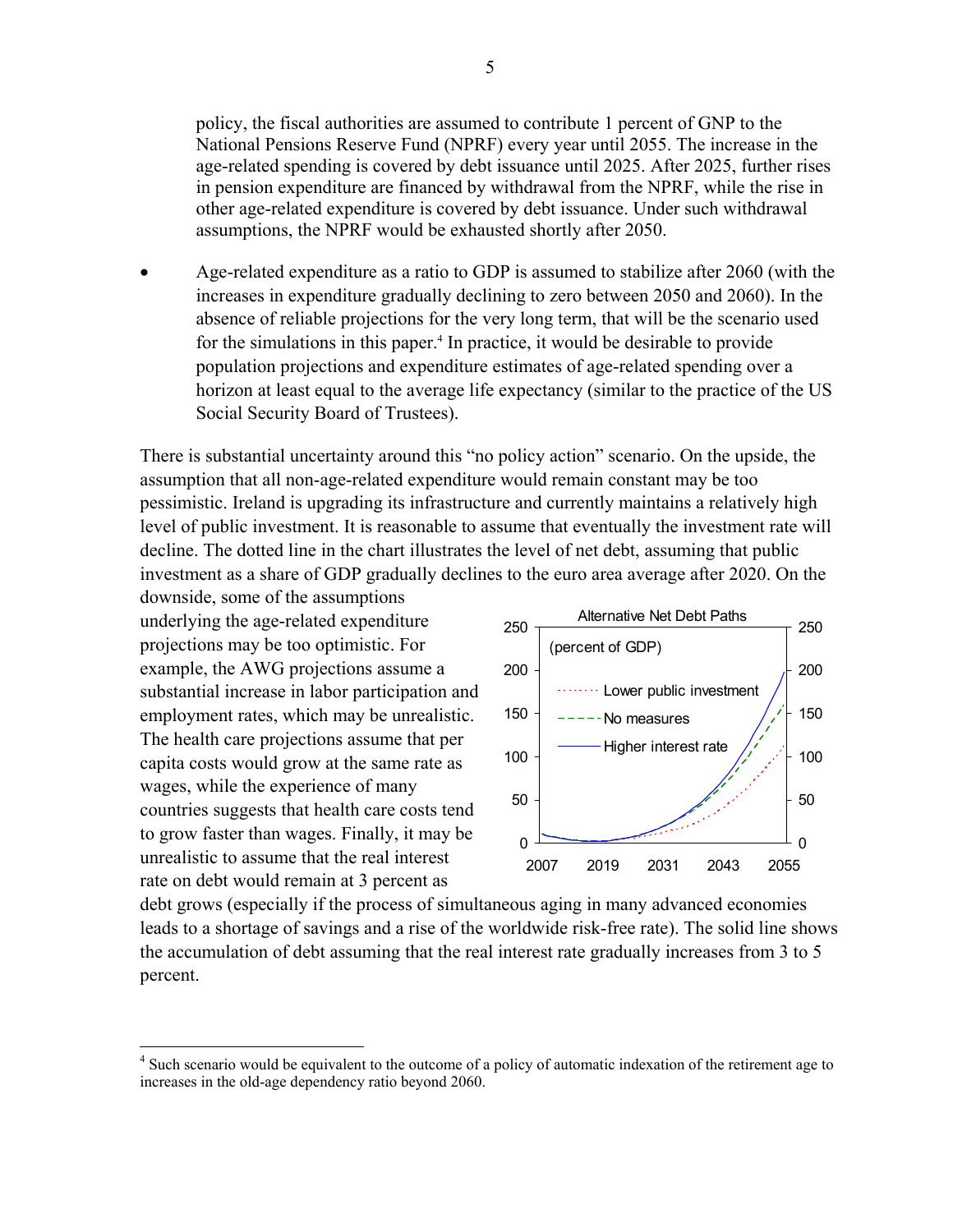policy, the fiscal authorities are assumed to contribute 1 percent of GNP to the National Pensions Reserve Fund (NPRF) every year until 2055. The increase in the age-related spending is covered by debt issuance until 2025. After 2025, further rises in pension expenditure are financed by withdrawal from the NPRF, while the rise in other age-related expenditure is covered by debt issuance. Under such withdrawal assumptions, the NPRF would be exhausted shortly after 2050.

- Age-related expenditure as a ratio to GDP is assumed to stabilize after 2060 (with the increases in expenditure gradually declining to zero between 2050 and 2060). In the absence of reliable projections for the very long term, that will be the scenario used for the simulations in this paper.[4] In practice, it would be desirable to provide population projections and expenditure estimates of age-related spending over a horizon at least equal to the average life expectancy (similar to the practice of the US Social Security Board of Trustees).

There is substantial uncertainty around this "no policy action" scenario. On the upside, the assumption that all non-age-related expenditure would remain constant may be too pessimistic. Ireland is upgrading its infrastructure and currently maintains a relatively high level of public investment. It is reasonable to assume that eventually the investment rate will decline. The dotted line in the chart illustrates the level of net debt, assuming that public investment as a share of GDP gradually declines to the euro area average after 2020. On the downside, some of the assumptions underlying the age-related expenditure projections may be too optimistic. For example, the AWG projections assume a substantial increase in labor participation and employment rates, which may be unrealistic. The health care projections assume that per capita costs would grow at the same rate as wages, while the experience of many countries suggests that health care costs tend to grow faster than wages. Finally, it may be unrealistic to assume that the real interest rate on debt would remain at 3 percent as debt grows (especially if the process of simultaneous aging in many advanced economies leads to a shortage of savings and a rise of the worldwide risk-free rate). The solid line shows the accumulation of debt assuming that the real interest rate gradually increases from 3 to 5 percent.

Alternative Net Debt Paths

(percent of GDP)

---

[4] Such scenario would be equivalent to the outcome of a policy of automatic indexation of the retirement age to increases in the old-age dependency ratio beyond 2060.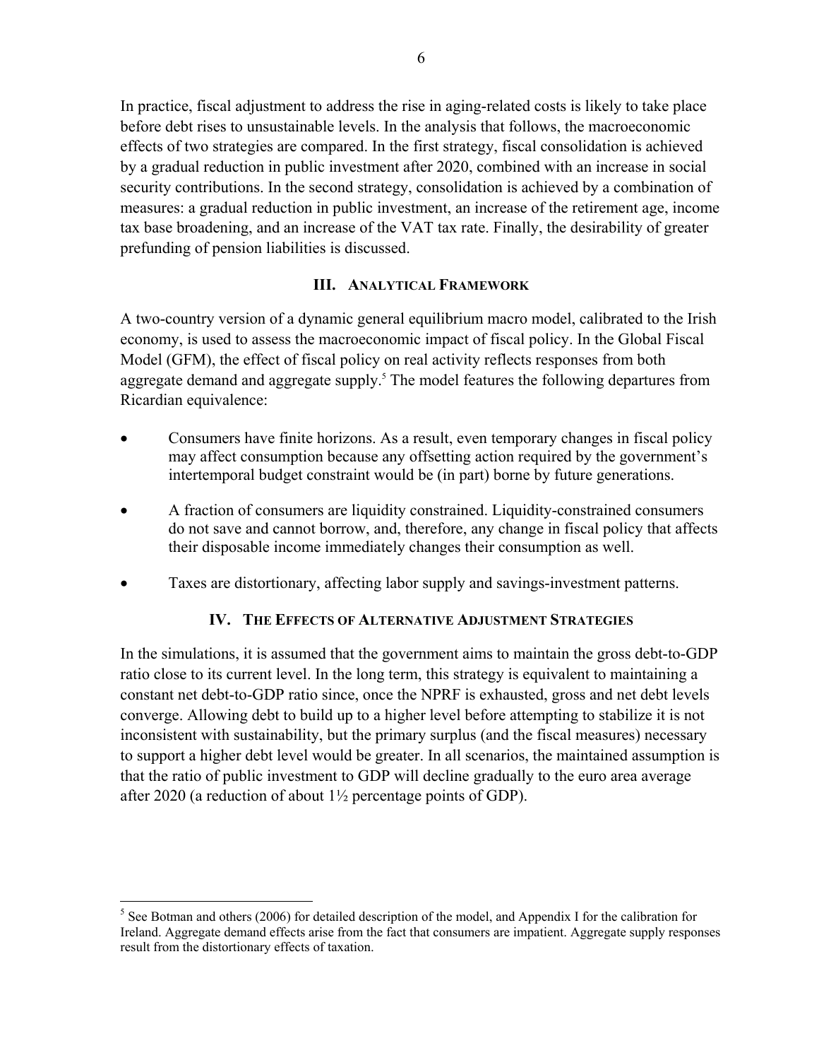In practice, fiscal adjustment to address the rise in aging-related costs is likely to take place before debt rises to unsustainable levels. In the analysis that follows, the macroeconomic effects of two strategies are compared. In the first strategy, fiscal consolidation is achieved by a gradual reduction in public investment after 2020, combined with an increase in social security contributions. In the second strategy, consolidation is achieved by a combination of measures: a gradual reduction in public investment, an increase of the retirement age, income tax base broadening, and an increase of the VAT tax rate. Finally, the desirability of greater prefunding of pension liabilities is discussed.

## III. Analytical Framework

A two-country version of a dynamic general equilibrium macro model, calibrated to the Irish economy, is used to assess the macroeconomic impact of fiscal policy. In the Global Fiscal Model (GFM), the effect of fiscal policy on real activity reflects responses from both aggregate demand and aggregate supply.[5] The model features the following departures from Ricardian equivalence:

- Consumers have finite horizons. As a result, even temporary changes in fiscal policy may affect consumption because any offsetting action required by the government's intertemporal budget constraint would be (in part) borne by future generations.
- A fraction of consumers are liquidity constrained. Liquidity-constrained consumers do not save and cannot borrow, and, therefore, any change in fiscal policy that affects their disposable income immediately changes their consumption as well.
- Taxes are distortionary, affecting labor supply and savings-investment patterns.

## IV. The Effects of Alternative Adjustment Strategies

In the simulations, it is assumed that the government aims to maintain the gross debt-to-GDP ratio close to its current level. In the long term, this strategy is equivalent to maintaining a constant net debt-to-GDP ratio since, once the NPRF is exhausted, gross and net debt levels converge. Allowing debt to build up to a higher level before attempting to stabilize it is not inconsistent with sustainability, but the primary surplus (and the fiscal measures) necessary to support a higher debt level would be greater. In all scenarios, the maintained assumption is that the ratio of public investment to GDP will decline gradually to the euro area average after 2020 (a reduction of about 1½ percentage points of GDP).

---

[5] See Botman and others (2006) for detailed description of the model, and Appendix I for the calibration for Ireland. Aggregate demand effects arise from the fact that consumers are impatient. Aggregate supply responses result from the distortionary effects of taxation.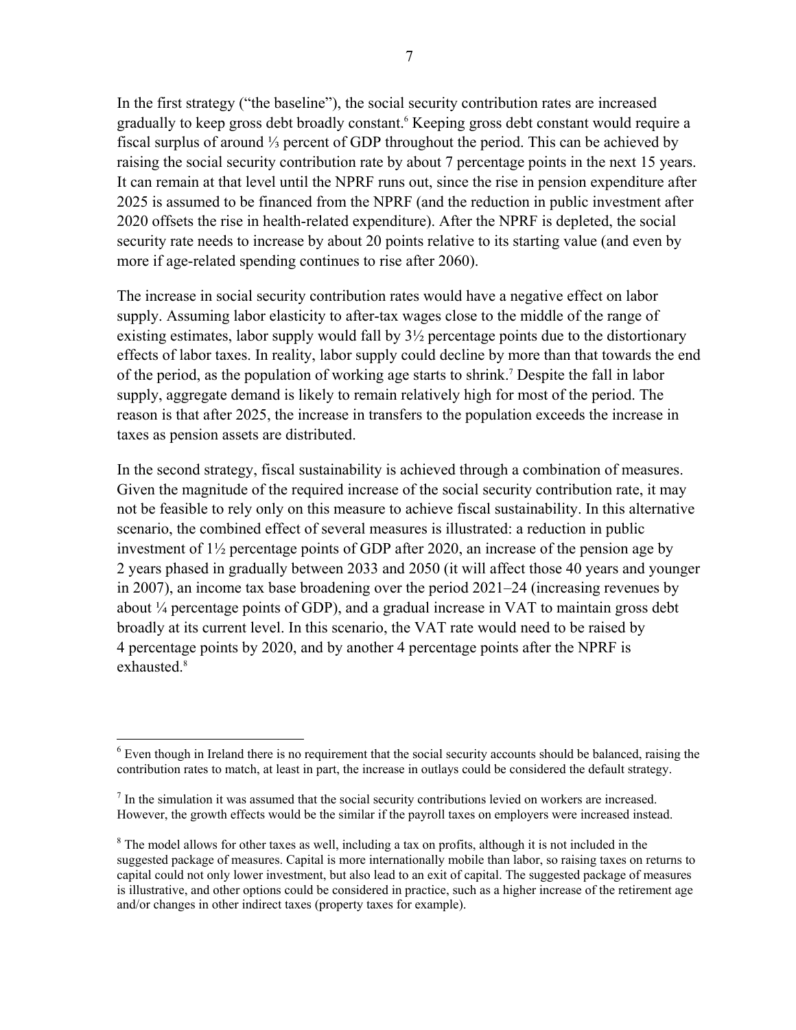In the first strategy ("the baseline"), the social security contribution rates are increased gradually to keep gross debt broadly constant.[6] Keeping gross debt constant would require a fiscal surplus of around ⅓ percent of GDP throughout the period. This can be achieved by raising the social security contribution rate by about 7 percentage points in the next 15 years. It can remain at that level until the NPRF runs out, since the rise in pension expenditure after 2025 is assumed to be financed from the NPRF (and the reduction in public investment after 2020 offsets the rise in health-related expenditure). After the NPRF is depleted, the social security rate needs to increase by about 20 points relative to its starting value (and even by more if age-related spending continues to rise after 2060).

The increase in social security contribution rates would have a negative effect on labor supply. Assuming labor elasticity to after-tax wages close to the middle of the range of existing estimates, labor supply would fall by 3½ percentage points due to the distortionary effects of labor taxes. In reality, labor supply could decline by more than that towards the end of the period, as the population of working age starts to shrink.[7] Despite the fall in labor supply, aggregate demand is likely to remain relatively high for most of the period. The reason is that after 2025, the increase in transfers to the population exceeds the increase in taxes as pension assets are distributed.

In the second strategy, fiscal sustainability is achieved through a combination of measures. Given the magnitude of the required increase of the social security contribution rate, it may not be feasible to rely only on this measure to achieve fiscal sustainability. In this alternative scenario, the combined effect of several measures is illustrated: a reduction in public investment of 1½ percentage points of GDP after 2020, an increase of the pension age by 2 years phased in gradually between 2033 and 2050 (it will affect those 40 years and younger in 2007), an income tax base broadening over the period 2021–24 (increasing revenues by about ¼ percentage points of GDP), and a gradual increase in VAT to maintain gross debt broadly at its current level. In this scenario, the VAT rate would need to be raised by 4 percentage points by 2020, and by another 4 percentage points after the NPRF is exhausted.[8]

---

[6] Even though in Ireland there is no requirement that the social security accounts should be balanced, raising the contribution rates to match, at least in part, the increase in outlays could be considered the default strategy.

[7] In the simulation it was assumed that the social security contributions levied on workers are increased. However, the growth effects would be the similar if the payroll taxes on employers were increased instead.

[8] The model allows for other taxes as well, including a tax on profits, although it is not included in the suggested package of measures. Capital is more internationally mobile than labor, so raising taxes on returns to capital could not only lower investment, but also lead to an exit of capital. The suggested package of measures is illustrative, and other options could be considered in practice, such as a higher increase of the retirement age and/or changes in other indirect taxes (property taxes for example).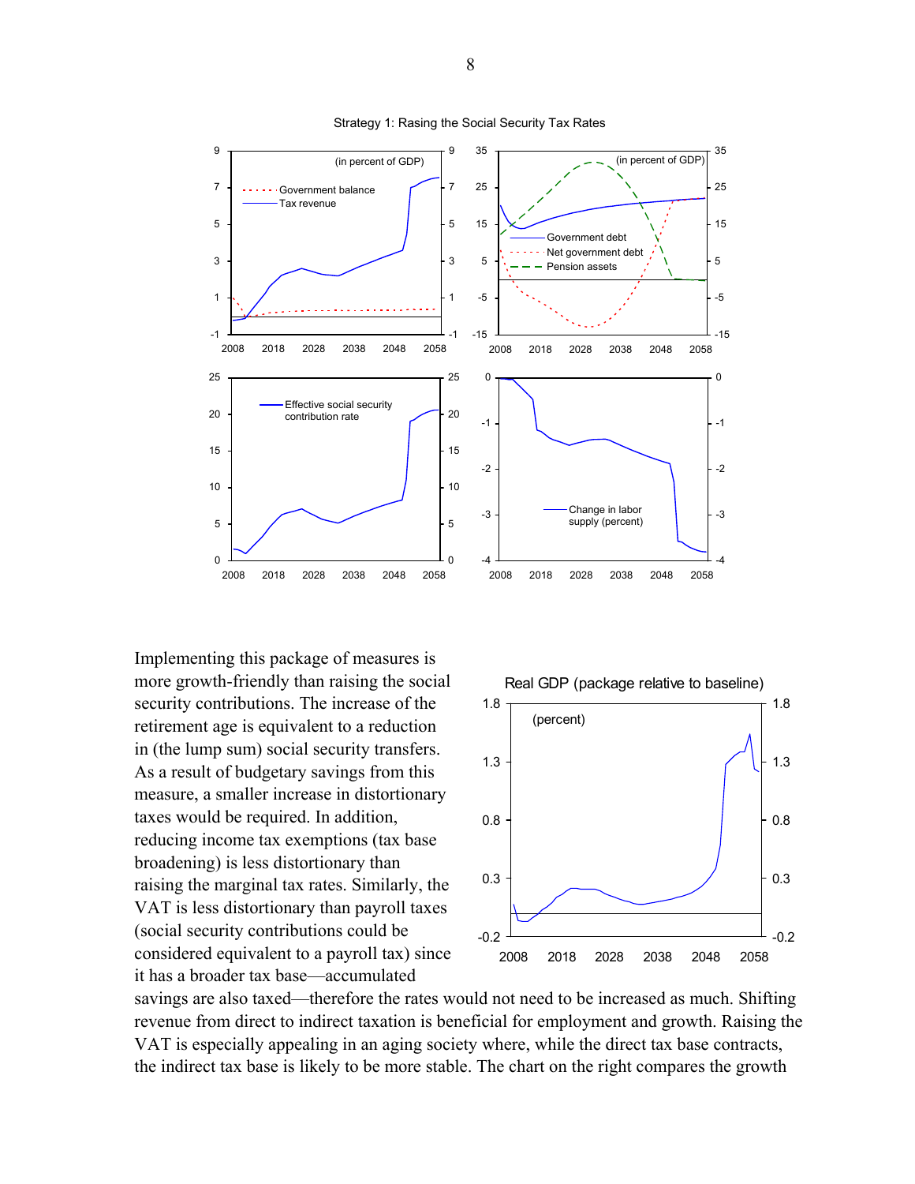Strategy 1: Raising the Social Security Tax Rates

Implementing this package of measures is more growth-friendly than raising the social security contributions. The increase of the retirement age is equivalent to a reduction in (the lump sum) social security transfers. As a result of budgetary savings from this measure, a smaller increase in distortionary taxes would be required. In addition, reducing income tax exemptions (tax base broadening) is less distortionary than raising the marginal tax rates. Similarly, the VAT is less distortionary than payroll taxes (social security contributions could be considered equivalent to a payroll tax) since it has a broader tax base—accumulated savings are also taxed—therefore the rates would not need to be increased as much. Shifting revenue from direct to indirect taxation is beneficial for employment and growth. Raising the VAT is especially appealing in an aging society where, while the direct tax base contracts, the indirect tax base is likely to be more stable. The chart on the right compares the growth

Real GDP (package relative to baseline)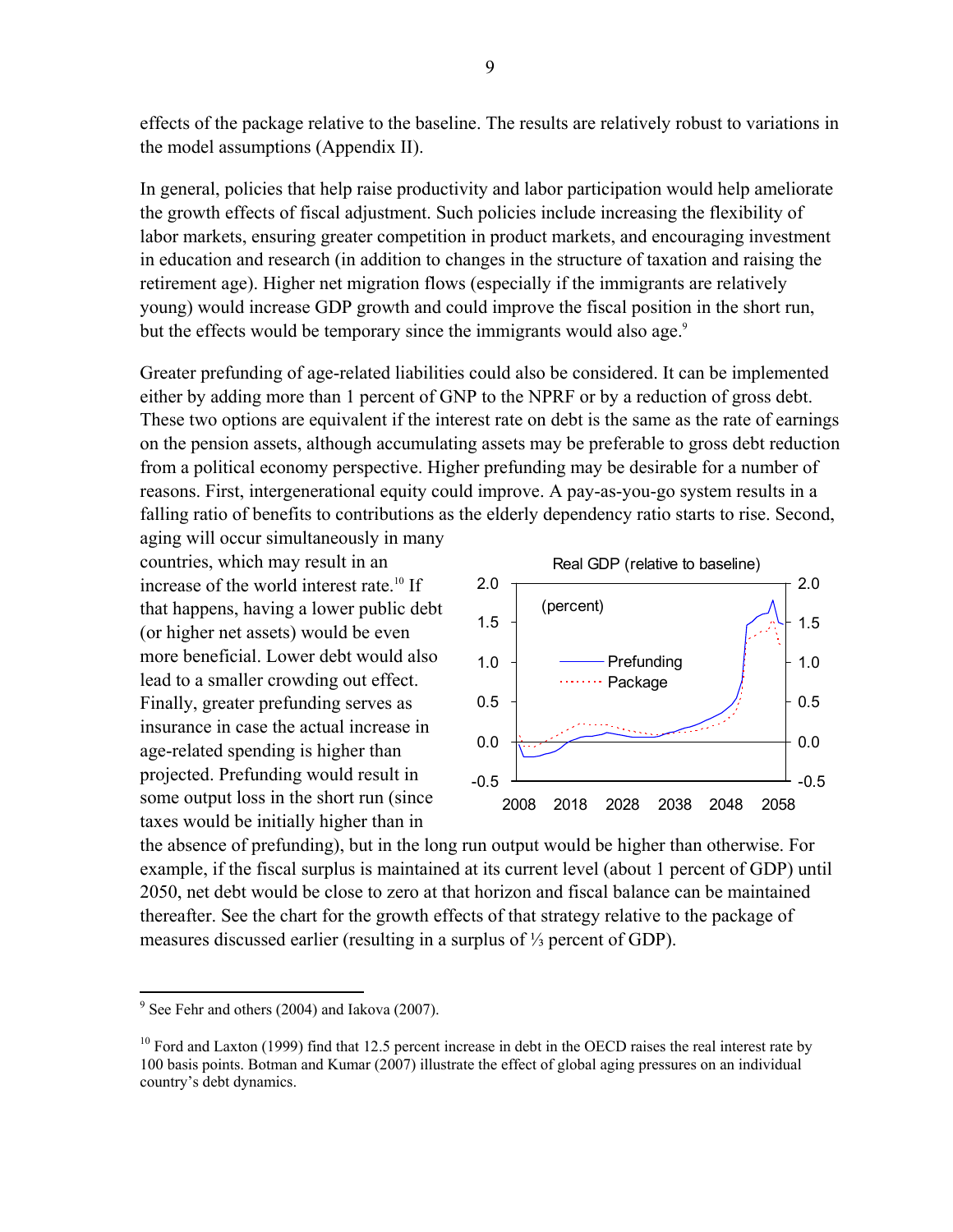effects of the package relative to the baseline. The results are relatively robust to variations in the model assumptions (Appendix II).

In general, policies that help raise productivity and labor participation would help ameliorate the growth effects of fiscal adjustment. Such policies include increasing the flexibility of labor markets, ensuring greater competition in product markets, and encouraging investment in education and research (in addition to changes in the structure of taxation and raising the retirement age). Higher net migration flows (especially if the immigrants are relatively young) would increase GDP growth and could improve the fiscal position in the short run, but the effects would be temporary since the immigrants would also age.[9]

Greater prefunding of age-related liabilities could also be considered. It can be implemented either by adding more than 1 percent of GNP to the NPRF or by a reduction of gross debt. These two options are equivalent if the interest rate on debt is the same as the rate of earnings on the pension assets, although accumulating assets may be preferable to gross debt reduction from a political economy perspective. Higher prefunding may be desirable for a number of reasons. First, intergenerational equity could improve. A pay-as-you-go system results in a falling ratio of benefits to contributions as the elderly dependency ratio starts to rise. Second, aging will occur simultaneously in many countries, which may result in an increase of the world interest rate.[10] If that happens, having a lower public debt (or higher net assets) would be even more beneficial. Lower debt would also lead to a smaller crowding out effect. Finally, greater prefunding serves as insurance in case the actual increase in age-related spending is higher than projected. Prefunding would result in some output loss in the short run (since taxes would be initially higher than in the absence of prefunding), but in the long run output would be higher than otherwise. For example, if the fiscal surplus is maintained at its current level (about 1 percent of GDP) until 2050, net debt would be close to zero at that horizon and fiscal balance can be maintained thereafter. See the chart for the growth effects of that strategy relative to the package of measures discussed earlier (resulting in a surplus of ⅓ percent of GDP).

[9] See Fehr and others (2004) and Iakova (2007).

[10] Ford and Laxton (1999) find that 12.5 percent increase in debt in the OECD raises the real interest rate by 100 basis points. Botman and Kumar (2007) illustrate the effect of global aging pressures on an individual country's debt dynamics.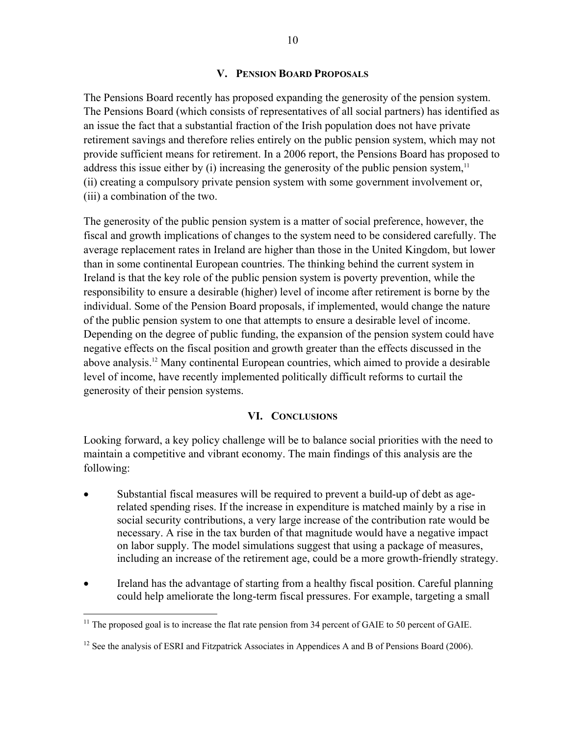## V. Pension Board Proposals

The Pensions Board recently has proposed expanding the generosity of the pension system. The Pensions Board (which consists of representatives of all social partners) has identified as an issue the fact that a substantial fraction of the Irish population does not have private retirement savings and therefore relies entirely on the public pension system, which may not provide sufficient means for retirement. In a 2006 report, the Pensions Board has proposed to address this issue either by (i) increasing the generosity of the public pension system,[11] (ii) creating a compulsory private pension system with some government involvement or, (iii) a combination of the two.

The generosity of the public pension system is a matter of social preference, however, the fiscal and growth implications of changes to the system need to be considered carefully. The average replacement rates in Ireland are higher than those in the United Kingdom, but lower than in some continental European countries. The thinking behind the current system in Ireland is that the key role of the public pension system is poverty prevention, while the responsibility to ensure a desirable (higher) level of income after retirement is borne by the individual. Some of the Pension Board proposals, if implemented, would change the nature of the public pension system to one that attempts to ensure a desirable level of income. Depending on the degree of public funding, the expansion of the pension system could have negative effects on the fiscal position and growth greater than the effects discussed in the above analysis.[12] Many continental European countries, which aimed to provide a desirable level of income, have recently implemented politically difficult reforms to curtail the generosity of their pension systems.

## VI. Conclusions

Looking forward, a key policy challenge will be to balance social priorities with the need to maintain a competitive and vibrant economy. The main findings of this analysis are the following:

- Substantial fiscal measures will be required to prevent a build-up of debt as age-related spending rises. If the increase in expenditure is matched mainly by a rise in social security contributions, a very large increase of the contribution rate would be necessary. A rise in the tax burden of that magnitude would have a negative impact on labor supply. The model simulations suggest that using a package of measures, including an increase of the retirement age, could be a more growth-friendly strategy.

- Ireland has the advantage of starting from a healthy fiscal position. Careful planning could help ameliorate the long-term fiscal pressures. For example, targeting a small

---

[11] The proposed goal is to increase the flat rate pension from 34 percent of GAIE to 50 percent of GAIE.

[12] See the analysis of ESRI and Fitzpatrick Associates in Appendices A and B of Pensions Board (2006).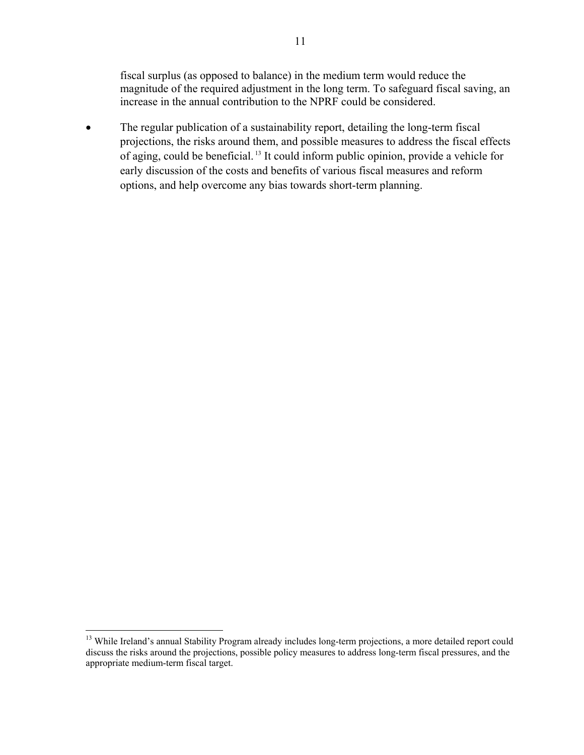fiscal surplus (as opposed to balance) in the medium term would reduce the magnitude of the required adjustment in the long term. To safeguard fiscal saving, an increase in the annual contribution to the NPRF could be considered.

- The regular publication of a sustainability report, detailing the long-term fiscal projections, the risks around them, and possible measures to address the fiscal effects of aging, could be beneficial.[13] It could inform public opinion, provide a vehicle for early discussion of the costs and benefits of various fiscal measures and reform options, and help overcome any bias towards short-term planning.

[13] While Ireland's annual Stability Program already includes long-term projections, a more detailed report could discuss the risks around the projections, possible policy measures to address long-term fiscal pressures, and the appropriate medium-term fiscal target.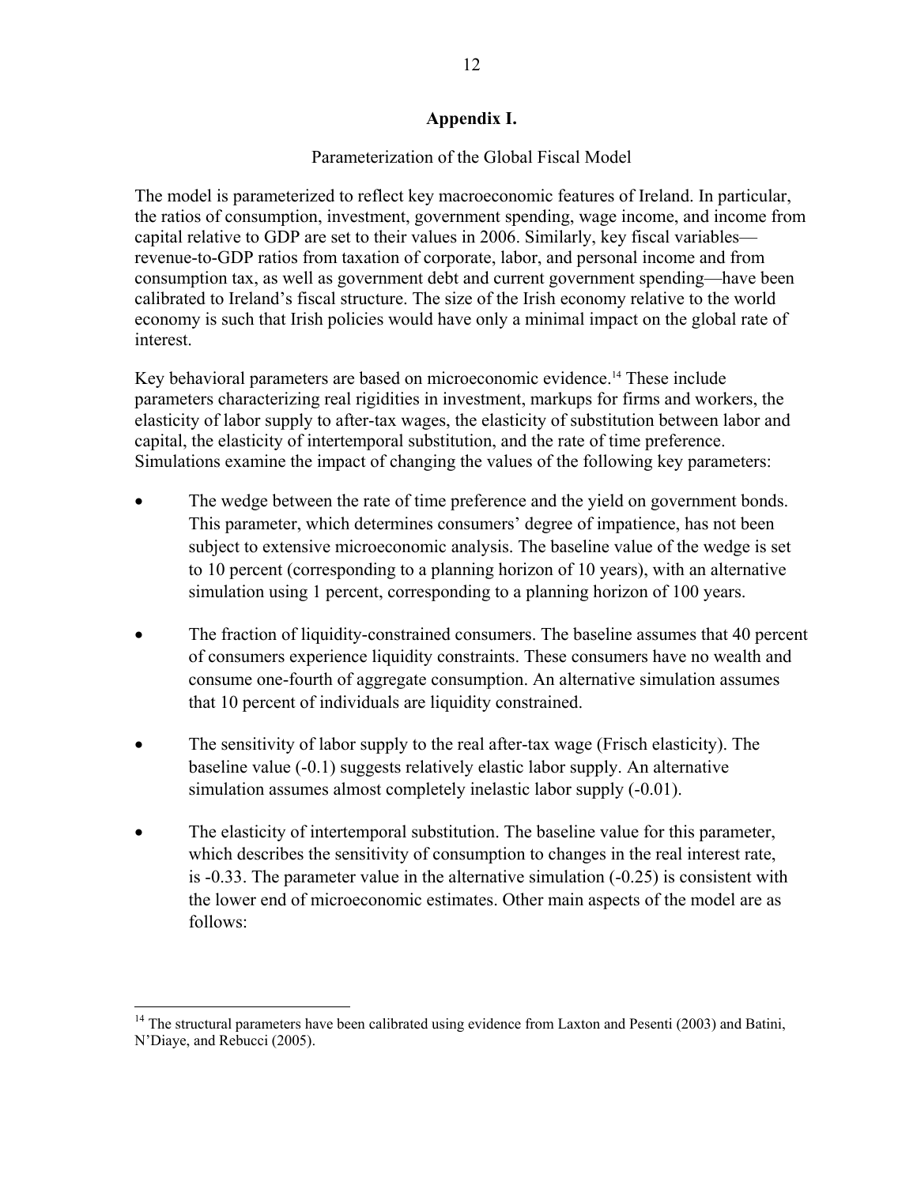## Appendix I.

Parameterization of the Global Fiscal Model

The model is parameterized to reflect key macroeconomic features of Ireland. In particular, the ratios of consumption, investment, government spending, wage income, and income from capital relative to GDP are set to their values in 2006. Similarly, key fiscal variables—revenue-to-GDP ratios from taxation of corporate, labor, and personal income and from consumption tax, as well as government debt and current government spending—have been calibrated to Ireland's fiscal structure. The size of the Irish economy relative to the world economy is such that Irish policies would have only a minimal impact on the global rate of interest.

Key behavioral parameters are based on microeconomic evidence.[14] These include parameters characterizing real rigidities in investment, markups for firms and workers, the elasticity of labor supply to after-tax wages, the elasticity of substitution between labor and capital, the elasticity of intertemporal substitution, and the rate of time preference. Simulations examine the impact of changing the values of the following key parameters:

- The wedge between the rate of time preference and the yield on government bonds. This parameter, which determines consumers' degree of impatience, has not been subject to extensive microeconomic analysis. The baseline value of the wedge is set to 10 percent (corresponding to a planning horizon of 10 years), with an alternative simulation using 1 percent, corresponding to a planning horizon of 100 years.

- The fraction of liquidity-constrained consumers. The baseline assumes that 40 percent of consumers experience liquidity constraints. These consumers have no wealth and consume one-fourth of aggregate consumption. An alternative simulation assumes that 10 percent of individuals are liquidity constrained.

- The sensitivity of labor supply to the real after-tax wage (Frisch elasticity). The baseline value (-0.1) suggests relatively elastic labor supply. An alternative simulation assumes almost completely inelastic labor supply (-0.01).

- The elasticity of intertemporal substitution. The baseline value for this parameter, which describes the sensitivity of consumption to changes in the real interest rate, is -0.33. The parameter value in the alternative simulation (-0.25) is consistent with the lower end of microeconomic estimates. Other main aspects of the model are as follows:

---

[14] The structural parameters have been calibrated using evidence from Laxton and Pesenti (2003) and Batini, N'Diaye, and Rebucci (2005).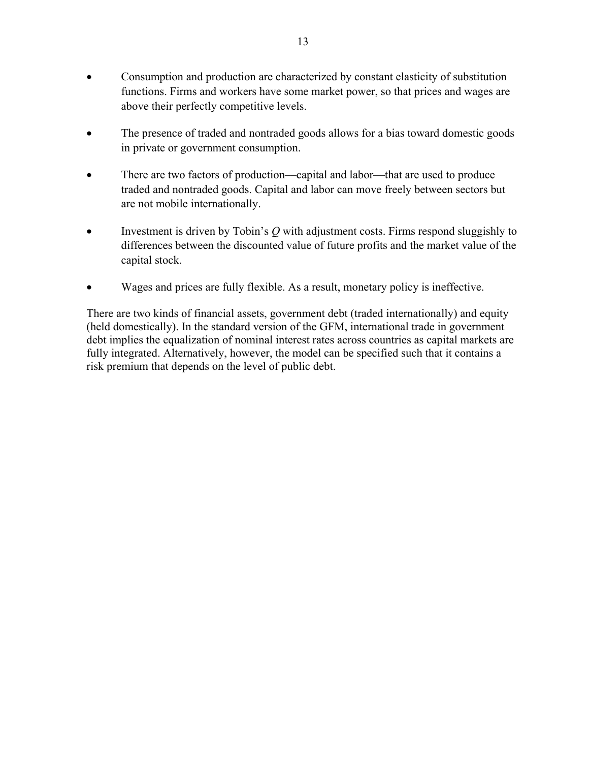- Consumption and production are characterized by constant elasticity of substitution functions. Firms and workers have some market power, so that prices and wages are above their perfectly competitive levels.

- The presence of traded and nontraded goods allows for a bias toward domestic goods in private or government consumption.

- There are two factors of production—capital and labor—that are used to produce traded and nontraded goods. Capital and labor can move freely between sectors but are not mobile internationally.

- Investment is driven by Tobin's *Q* with adjustment costs. Firms respond sluggishly to differences between the discounted value of future profits and the market value of the capital stock.

- Wages and prices are fully flexible. As a result, monetary policy is ineffective.

There are two kinds of financial assets, government debt (traded internationally) and equity (held domestically). In the standard version of the GFM, international trade in government debt implies the equalization of nominal interest rates across countries as capital markets are fully integrated. Alternatively, however, the model can be specified such that it contains a risk premium that depends on the level of public debt.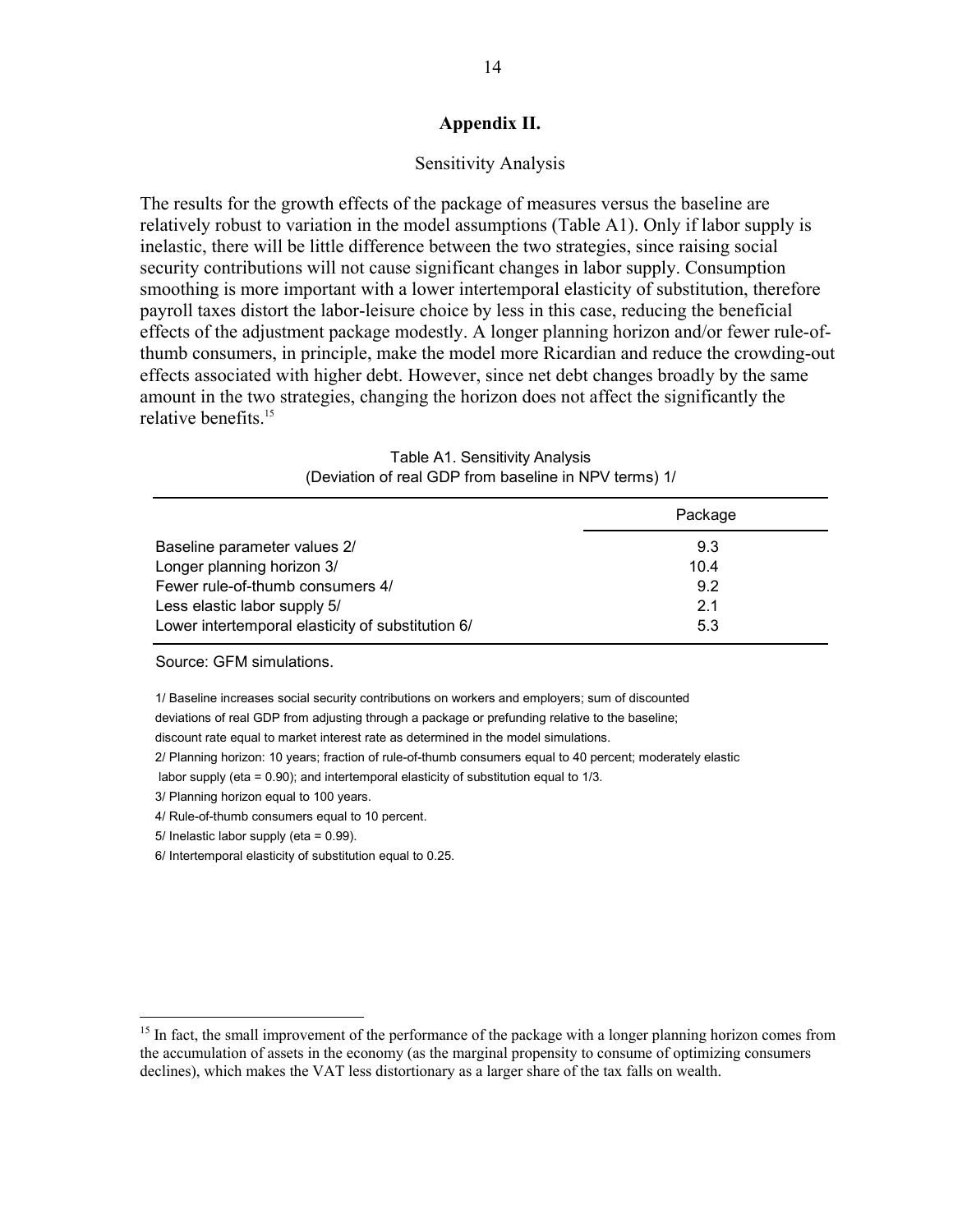## Appendix II.

Sensitivity Analysis

The results for the growth effects of the package of measures versus the baseline are relatively robust to variation in the model assumptions (Table A1). Only if labor supply is inelastic, there will be little difference between the two strategies, since raising social security contributions will not cause significant changes in labor supply. Consumption smoothing is more important with a lower intertemporal elasticity of substitution, therefore payroll taxes distort the labor-leisure choice by less in this case, reducing the beneficial effects of the adjustment package modestly. A longer planning horizon and/or fewer rule-of-thumb consumers, in principle, make the model more Ricardian and reduce the crowding-out effects associated with higher debt. However, since net debt changes broadly by the same amount in the two strategies, changing the horizon does not affect the significantly the relative benefits.[15]

Table A1. Sensitivity Analysis
(Deviation of real GDP from baseline in NPV terms) 1/

| | Package |
|---|---|
| Baseline parameter values 2/ | 9.3 |
| Longer planning horizon 3/ | 10.4 |
| Fewer rule-of-thumb consumers 4/ | 9.2 |
| Less elastic labor supply 5/ | 2.1 |
| Lower intertemporal elasticity of substitution 6/ | 5.3 |

Source: GFM simulations.

1/ Baseline increases social security contributions on workers and employers; sum of discounted deviations of real GDP from adjusting through a package or prefunding relative to the baseline; discount rate equal to market interest rate as determined in the model simulations.

2/ Planning horizon: 10 years; fraction of rule-of-thumb consumers equal to 40 percent; moderately elastic labor supply (eta = 0.90); and intertemporal elasticity of substitution equal to 1/3.

3/ Planning horizon equal to 100 years.

4/ Rule-of-thumb consumers equal to 10 percent.

5/ Inelastic labor supply (eta = 0.99).

6/ Intertemporal elasticity of substitution equal to 0.25.

[15] In fact, the small improvement of the performance of the package with a longer planning horizon comes from the accumulation of assets in the economy (as the marginal propensity to consume of optimizing consumers declines), which makes the VAT less distortionary as a larger share of the tax falls on wealth.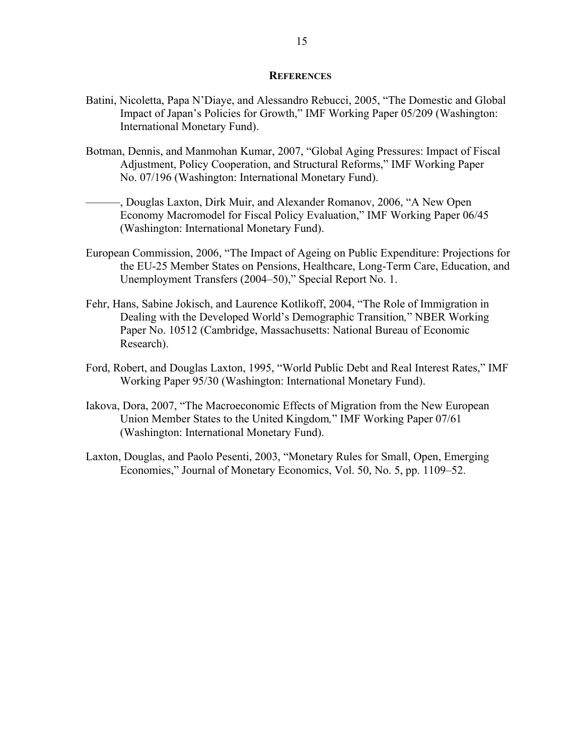## REFERENCES

Batini, Nicoletta, Papa N'Diaye, and Alessandro Rebucci, 2005, "The Domestic and Global Impact of Japan's Policies for Growth," IMF Working Paper 05/209 (Washington: International Monetary Fund).

Botman, Dennis, and Manmohan Kumar, 2007, "Global Aging Pressures: Impact of Fiscal Adjustment, Policy Cooperation, and Structural Reforms," IMF Working Paper No. 07/196 (Washington: International Monetary Fund).

———, Douglas Laxton, Dirk Muir, and Alexander Romanov, 2006, "A New Open Economy Macromodel for Fiscal Policy Evaluation," IMF Working Paper 06/45 (Washington: International Monetary Fund).

European Commission, 2006, "The Impact of Ageing on Public Expenditure: Projections for the EU-25 Member States on Pensions, Healthcare, Long-Term Care, Education, and Unemployment Transfers (2004–50)," Special Report No. 1.

Fehr, Hans, Sabine Jokisch, and Laurence Kotlikoff, 2004, "The Role of Immigration in Dealing with the Developed World's Demographic Transition*,*" NBER Working Paper No. 10512 (Cambridge, Massachusetts: National Bureau of Economic Research).

Ford, Robert, and Douglas Laxton, 1995, "World Public Debt and Real Interest Rates," IMF Working Paper 95/30 (Washington: International Monetary Fund).

Iakova, Dora, 2007, "The Macroeconomic Effects of Migration from the New European Union Member States to the United Kingdom*,*" IMF Working Paper 07/61 (Washington: International Monetary Fund).

Laxton, Douglas, and Paolo Pesenti, 2003, "Monetary Rules for Small, Open, Emerging Economies," Journal of Monetary Economics, Vol. 50, No. 5, pp. 1109–52.